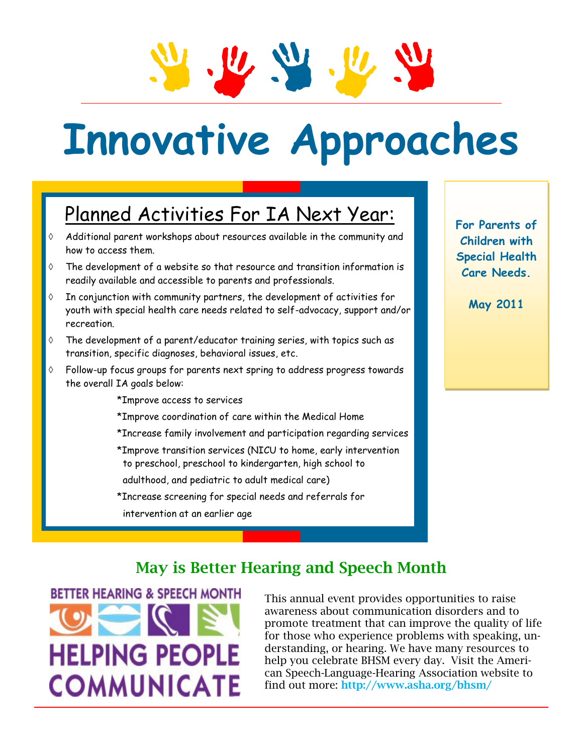# Innovative Approaches

For Parents of Children with Special Health Care Needs.

May 2011

## Planned Activities For IA Next Year:

- Additional parent workshops about resources available in the community and how to access them.
- The development of a website so that resource and transition information is readily available and accessible to parents and professionals.
- In conjunction with community partners, the development of activities for youth with special health care needs related to self-advocacy, support and/or recreation.
- The development of a parent/educator training series, with topics such as transition, specific diagnoses, behavioral issues, etc.
- Follow-up focus groups for parents next spring to address progress towards the overall IA goals below:
  - *Improve access to services
  - *Improve coordination of care within the Medical Home
  - *Increase family involvement and participation regarding services
  - *Improve transition services (NICU to home, early intervention to preschool, preschool to kindergarten, high school to adulthood, and pediatric to adult medical care)
  - *Increase screening for special needs and referrals for intervention at an earlier age

## May is Better Hearing and Speech Month

BETTER HEARING & SPEECH MONTH
HELPING PEOPLE COMMUNICATE

This annual event provides opportunities to raise awareness about communication disorders and to promote treatment that can improve the quality of life for those who experience problems with speaking, understanding, or hearing. We have many resources to help you celebrate BHSM every day. Visit the American Speech-Language-Hearing Association website to find out more: http://www.asha.org/bhsm/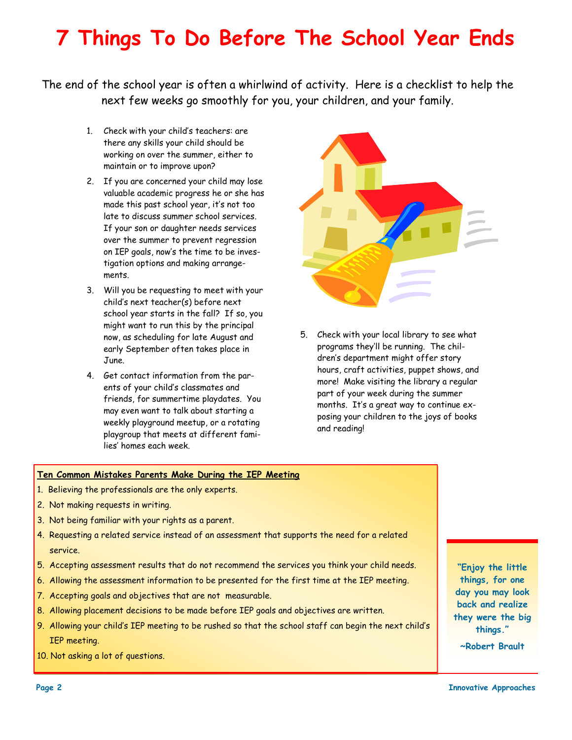# 7 Things To Do Before The School Year Ends

The end of the school year is often a whirlwind of activity. Here is a checklist to help the next few weeks go smoothly for you, your children, and your family.

1. Check with your child's teachers: are there any skills your child should be working on over the summer, either to maintain or to improve upon?
2. If you are concerned your child may lose valuable academic progress he or she has made this past school year, it's not too late to discuss summer school services. If your son or daughter needs services over the summer to prevent regression on IEP goals, now's the time to be investigation options and making arrangements.
3. Will you be requesting to meet with your child's next teacher(s) before next school year starts in the fall? If so, you might want to run this by the principal now, as scheduling for late August and early September often takes place in June.
4. Get contact information from the parents of your child's classmates and friends, for summertime playdates. You may even want to talk about starting a weekly playground meetup, or a rotating playgroup that meets at different families' homes each week.
5. Check with your local library to see what programs they'll be running. The children's department might offer story hours, craft activities, puppet shows, and more! Make visiting the library a regular part of your week during the summer months. It's a great way to continue exposing your children to the joys of books and reading!

**Ten Common Mistakes Parents Make During the IEP Meeting**

1. Believing the professionals are the only experts.
2. Not making requests in writing.
3. Not being familiar with your rights as a parent.
4. Requesting a related service instead of an assessment that supports the need for a related service.
5. Accepting assessment results that do not recommend the services you think your child needs.
6. Allowing the assessment information to be presented for the first time at the IEP meeting.
7. Accepting goals and objectives that are not measurable.
8. Allowing placement decisions to be made before IEP goals and objectives are written.
9. Allowing your child's IEP meeting to be rushed so that the school staff can begin the next child's IEP meeting.
10. Not asking a lot of questions.

**"Enjoy the little things, for one day you may look back and realize they were the big things."**

**~Robert Brault**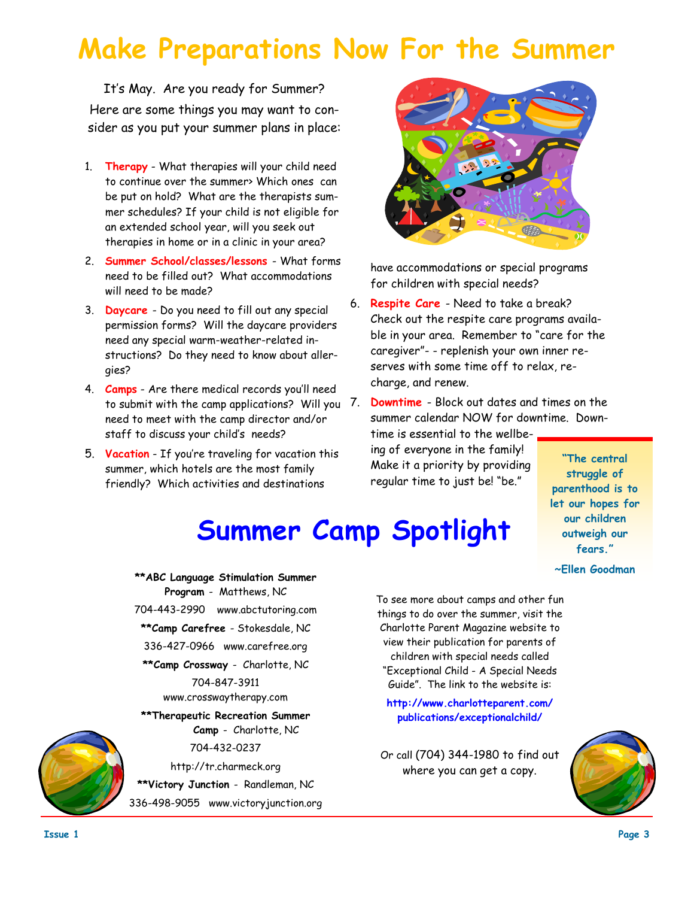# Make Preparations Now For the Summer

It's May. Are you ready for Summer? Here are some things you may want to consider as you put your summer plans in place:

1. **Therapy** - What therapies will your child need to continue over the summer> Which ones can be put on hold? What are the therapists summer schedules? If your child is not eligible for an extended school year, will you seek out therapies in home or in a clinic in your area?
2. **Summer School/classes/lessons** - What forms need to be filled out? What accommodations will need to be made?
3. **Daycare** - Do you need to fill out any special permission forms? Will the daycare providers need any special warm-weather-related instructions? Do they need to know about allergies?
4. **Camps** - Are there medical records you'll need to submit with the camp applications? Will you need to meet with the camp director and/or staff to discuss your child's needs?
5. **Vacation** - If you're traveling for vacation this summer, which hotels are the most family friendly? Which activities and destinations have accommodations or special programs for children with special needs?
6. **Respite Care** - Need to take a break? Check out the respite care programs available in your area. Remember to "care for the caregiver"- - replenish your own inner reserves with some time off to relax, recharge, and renew.
7. **Downtime** - Block out dates and times on the summer calendar NOW for downtime. Downtime is essential to the wellbeing of everyone in the family! Make it a priority by providing regular time to just be! "be."

> **"The central struggle of parenthood is to let our hopes for our children outweigh our fears."**
>
> **~Ellen Goodman**

# Summer Camp Spotlight

**\*\*ABC Language Stimulation Summer Program** - Matthews, NC
704-443-2990 www.abctutoring.com

**\*\*Camp Carefree** - Stokesdale, NC
336-427-0966 www.carefree.org

**\*\*Camp Crossway** - Charlotte, NC
704-847-3911
www.crosswaytherapy.com

**\*\*Therapeutic Recreation Summer Camp** - Charlotte, NC
704-432-0237
http://tr.charmeck.org

**\*\*Victory Junction** - Randleman, NC
336-498-9055 www.victoryjunction.org

To see more about camps and other fun things to do over the summer, visit the Charlotte Parent Magazine website to view their publication for parents of children with special needs called "Exceptional Child - A Special Needs Guide". The link to the website is:

**http://www.charlotteparent.com/publications/exceptionalchild/**

Or call (704) 344-1980 to find out where you can get a copy.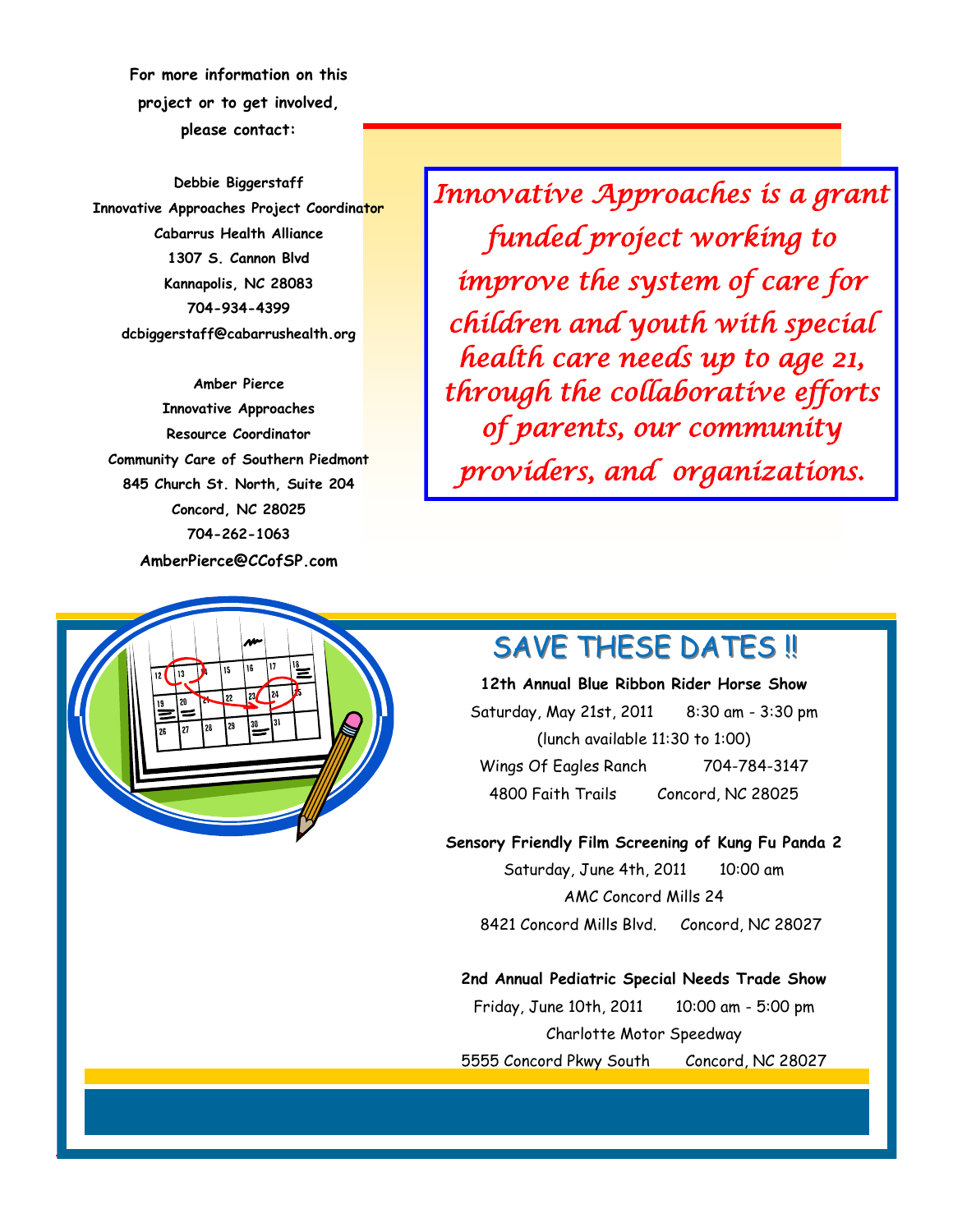**For more information on this project or to get involved, please contact:**

**Debbie Biggerstaff**
**Innovative Approaches Project Coordinator**
**Cabarrus Health Alliance**
**1307 S. Cannon Blvd**
**Kannapolis, NC 28083**
**704-934-4399**
**dcbiggerstaff@cabarrushealth.org**

**Amber Pierce**
**Innovative Approaches**
**Resource Coordinator**
**Community Care of Southern Piedmont**
**845 Church St. North, Suite 204**
**Concord, NC 28025**
**704-262-1063**
**AmberPierce@CCofSP.com**

*Innovative Approaches is a grant funded project working to improve the system of care for children and youth with special health care needs up to age 21, through the collaborative efforts of parents, our community providers, and organizations.*

## SAVE THESE DATES !!

**12th Annual Blue Ribbon Rider Horse Show**
Saturday, May 21st, 2011 8:30 am - 3:30 pm
(lunch available 11:30 to 1:00)
Wings Of Eagles Ranch 704-784-3147
4800 Faith Trails Concord, NC 28025

**Sensory Friendly Film Screening of Kung Fu Panda 2**
Saturday, June 4th, 2011 10:00 am
AMC Concord Mills 24
8421 Concord Mills Blvd. Concord, NC 28027

**2nd Annual Pediatric Special Needs Trade Show**
Friday, June 10th, 2011 10:00 am - 5:00 pm
Charlotte Motor Speedway
5555 Concord Pkwy South Concord, NC 28027